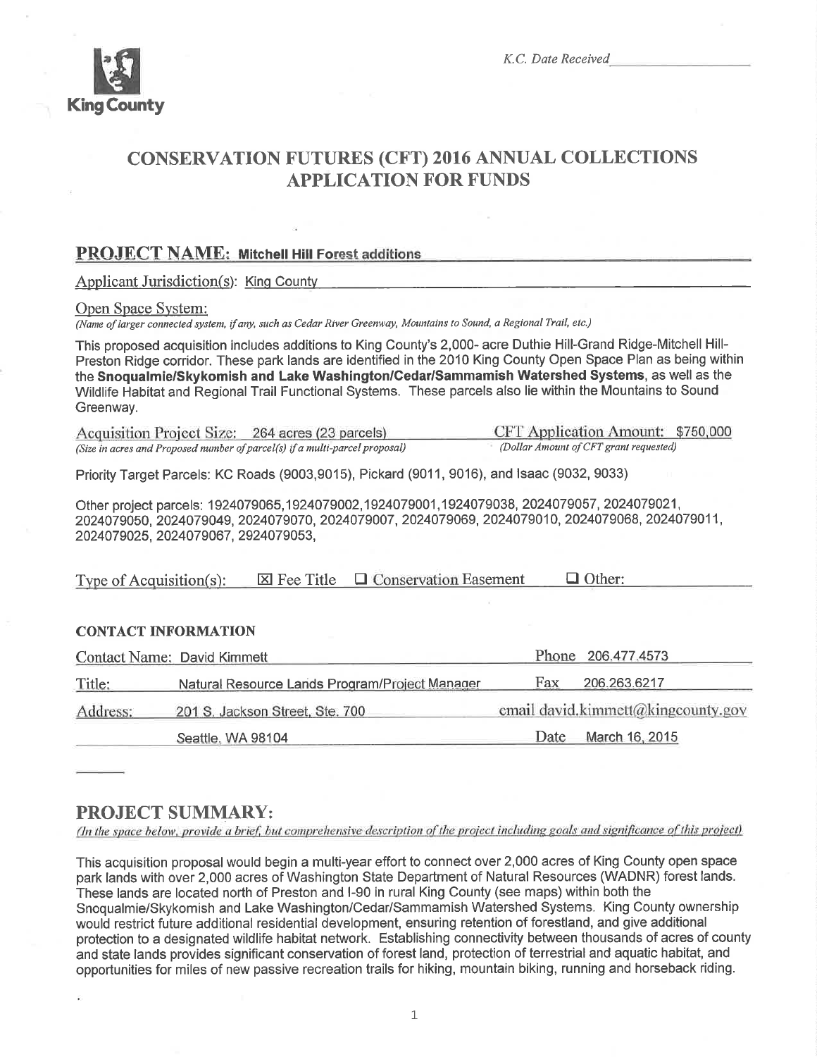King County

*K.C. Date Received*

# CONSERVATION FUTURES (CFT) 2016 ANNUAL COLLECTIONS APPLICATION FOR FUNDS

## PROJECT NAME: Mitchell Hill Forest additions

Applicant Jurisdiction(s): King County

Open Space System:
*(Name of larger connected system, if any, such as Cedar River Greenway, Mountains to Sound, a Regional Trail, etc.)*

This proposed acquisition includes additions to King County's 2,000- acre Duthie Hill-Grand Ridge-Mitchell Hill-Preston Ridge corridor. These park lands are identified in the 2010 King County Open Space Plan as being within the **Snoqualmie/Skykomish and Lake Washington/Cedar/Sammamish Watershed Systems**, as well as the Wildlife Habitat and Regional Trail Functional Systems. These parcels also lie within the Mountains to Sound Greenway.

Acquisition Project Size: 264 acres (23 parcels)
*(Size in acres and Proposed number of parcel(s) if a multi-parcel proposal)*

CFT Application Amount: $750,000
*(Dollar Amount of CFT grant requested)*

Priority Target Parcels: KC Roads (9003,9015), Pickard (9011, 9016), and Isaac (9032, 9033)

Other project parcels: 1924079065,1924079002,1924079001,1924079038, 2024079057, 2024079021, 2024079050, 2024079049, 2024079070, 2024079007, 2024079069, 2024079010, 2024079068, 2024079011, 2024079025, 2024079067, 2924079053,

Type of Acquisition(s): ☒ Fee Title ☐ Conservation Easement ☐ Other:

### CONTACT INFORMATION

| | | | |
|---|---|---|---|
| Contact Name: | David Kimmett | Phone | 206.477.4573 |
| Title: | Natural Resource Lands Program/Project Manager | Fax | 206.263.6217 |
| Address: | 201 S. Jackson Street, Ste. 700 | email | david.kimmett@kingcounty.gov |
| | Seattle, WA 98104 | Date | March 16, 2015 |

## PROJECT SUMMARY:

*(In the space below, provide a brief, but comprehensive description of the project including goals and significance of this project)*

This acquisition proposal would begin a multi-year effort to connect over 2,000 acres of King County open space park lands with over 2,000 acres of Washington State Department of Natural Resources (WADNR) forest lands. These lands are located north of Preston and I-90 in rural King County (see maps) within both the Snoqualmie/Skykomish and Lake Washington/Cedar/Sammamish Watershed Systems. King County ownership would restrict future additional residential development, ensuring retention of forestland, and give additional protection to a designated wildlife habitat network. Establishing connectivity between thousands of acres of county and state lands provides significant conservation of forest land, protection of terrestrial and aquatic habitat, and opportunities for miles of new passive recreation trails for hiking, mountain biking, running and horseback riding.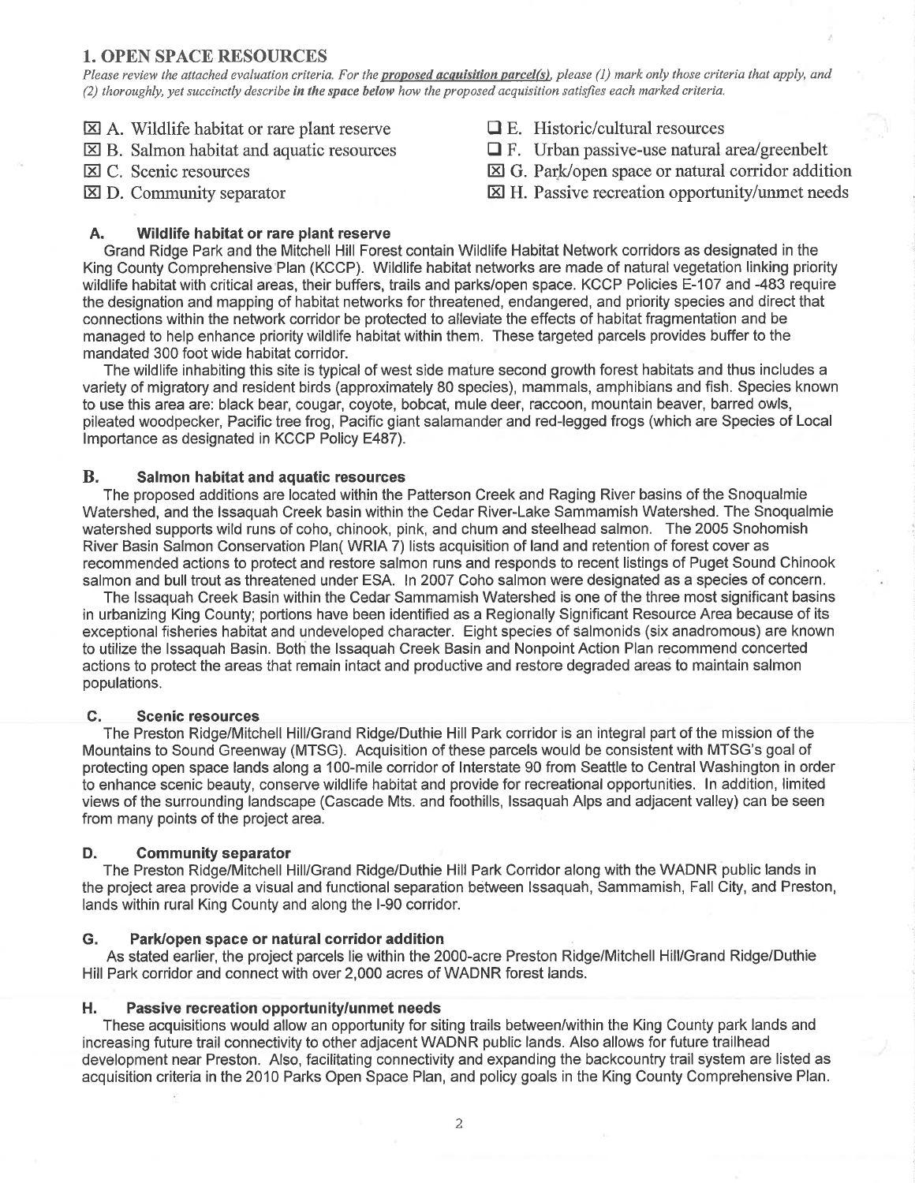## 1. OPEN SPACE RESOURCES

*Please review the attached evaluation criteria. For the* ***proposed acquisition parcel(s)****, please (1) mark only those criteria that apply, and (2) thoroughly, yet succinctly describe* ***in the space below*** *how the proposed acquisition satisfies each marked criteria.*

- ☒ A. Wildlife habitat or rare plant reserve
- ☒ B. Salmon habitat and aquatic resources
- ☒ C. Scenic resources
- ☒ D. Community separator
- ☐ E. Historic/cultural resources
- ☐ F. Urban passive-use natural area/greenbelt
- ☒ G. Park/open space or natural corridor addition
- ☒ H. Passive recreation opportunity/unmet needs

### A. Wildlife habitat or rare plant reserve

Grand Ridge Park and the Mitchell Hill Forest contain Wildlife Habitat Network corridors as designated in the King County Comprehensive Plan (KCCP). Wildlife habitat networks are made of natural vegetation linking priority wildlife habitat with critical areas, their buffers, trails and parks/open space. KCCP Policies E-107 and -483 require the designation and mapping of habitat networks for threatened, endangered, and priority species and direct that connections within the network corridor be protected to alleviate the effects of habitat fragmentation and be managed to help enhance priority wildlife habitat within them. These targeted parcels provides buffer to the mandated 300 foot wide habitat corridor.

The wildlife inhabiting this site is typical of west side mature second growth forest habitats and thus includes a variety of migratory and resident birds (approximately 80 species), mammals, amphibians and fish. Species known to use this area are: black bear, cougar, coyote, bobcat, mule deer, raccoon, mountain beaver, barred owls, pileated woodpecker, Pacific tree frog, Pacific giant salamander and red-legged frogs (which are Species of Local Importance as designated in KCCP Policy E487).

### B. Salmon habitat and aquatic resources

The proposed additions are located within the Patterson Creek and Raging River basins of the Snoqualmie Watershed, and the Issaquah Creek basin within the Cedar River-Lake Sammamish Watershed. The Snoqualmie watershed supports wild runs of coho, chinook, pink, and chum and steelhead salmon. The 2005 Snohomish River Basin Salmon Conservation Plan( WRIA 7) lists acquisition of land and retention of forest cover as recommended actions to protect and restore salmon runs and responds to recent listings of Puget Sound Chinook salmon and bull trout as threatened under ESA. In 2007 Coho salmon were designated as a species of concern.

The Issaquah Creek Basin within the Cedar Sammamish Watershed is one of the three most significant basins in urbanizing King County; portions have been identified as a Regionally Significant Resource Area because of its exceptional fisheries habitat and undeveloped character. Eight species of salmonids (six anadromous) are known to utilize the Issaquah Basin. Both the Issaquah Creek Basin and Nonpoint Action Plan recommend concerted actions to protect the areas that remain intact and productive and restore degraded areas to maintain salmon populations.

### C. Scenic resources

The Preston Ridge/Mitchell Hill/Grand Ridge/Duthie Hill Park corridor is an integral part of the mission of the Mountains to Sound Greenway (MTSG). Acquisition of these parcels would be consistent with MTSG's goal of protecting open space lands along a 100-mile corridor of Interstate 90 from Seattle to Central Washington in order to enhance scenic beauty, conserve wildlife habitat and provide for recreational opportunities. In addition, limited views of the surrounding landscape (Cascade Mts. and foothills, Issaquah Alps and adjacent valley) can be seen from many points of the project area.

### D. Community separator

The Preston Ridge/Mitchell Hill/Grand Ridge/Duthie Hill Park Corridor along with the WADNR public lands in the project area provide a visual and functional separation between Issaquah, Sammamish, Fall City, and Preston, lands within rural King County and along the I-90 corridor.

### G. Park/open space or natural corridor addition

As stated earlier, the project parcels lie within the 2000-acre Preston Ridge/Mitchell Hill/Grand Ridge/Duthie Hill Park corridor and connect with over 2,000 acres of WADNR forest lands.

### H. Passive recreation opportunity/unmet needs

These acquisitions would allow an opportunity for siting trails between/within the King County park lands and increasing future trail connectivity to other adjacent WADNR public lands. Also allows for future trailhead development near Preston. Also, facilitating connectivity and expanding the backcountry trail system are listed as acquisition criteria in the 2010 Parks Open Space Plan, and policy goals in the King County Comprehensive Plan.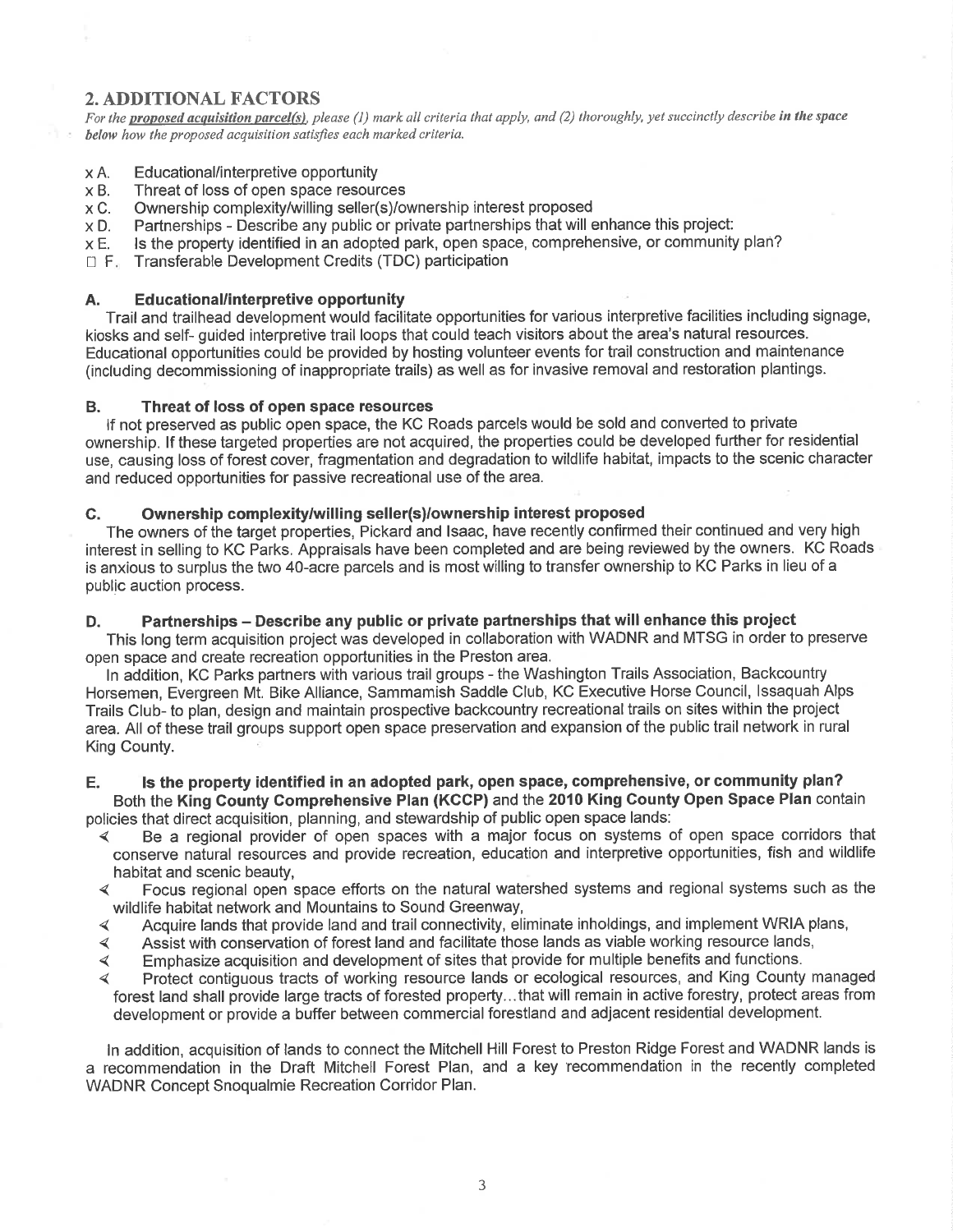## 2. ADDITIONAL FACTORS

*For the* ***proposed acquisition parcel(s)****, please (1) mark all criteria that apply, and (2) thoroughly, yet succinctly describe* ***in the space below*** *how the proposed acquisition satisfies each marked criteria.*

x A. Educational/interpretive opportunity
x B. Threat of loss of open space resources
x C. Ownership complexity/willing seller(s)/ownership interest proposed
x D. Partnerships - Describe any public or private partnerships that will enhance this project:
x E. Is the property identified in an adopted park, open space, comprehensive, or community plan?
☐ F. Transferable Development Credits (TDC) participation

### A. Educational/interpretive opportunity

Trail and trailhead development would facilitate opportunities for various interpretive facilities including signage, kiosks and self- guided interpretive trail loops that could teach visitors about the area's natural resources. Educational opportunities could be provided by hosting volunteer events for trail construction and maintenance (including decommissioning of inappropriate trails) as well as for invasive removal and restoration plantings.

### B. Threat of loss of open space resources

If not preserved as public open space, the KC Roads parcels would be sold and converted to private ownership. If these targeted properties are not acquired, the properties could be developed further for residential use, causing loss of forest cover, fragmentation and degradation to wildlife habitat, impacts to the scenic character and reduced opportunities for passive recreational use of the area.

### C. Ownership complexity/willing seller(s)/ownership interest proposed

The owners of the target properties, Pickard and Isaac, have recently confirmed their continued and very high interest in selling to KC Parks. Appraisals have been completed and are being reviewed by the owners. KC Roads is anxious to surplus the two 40-acre parcels and is most willing to transfer ownership to KC Parks in lieu of a public auction process.

### D. Partnerships – Describe any public or private partnerships that will enhance this project

This long term acquisition project was developed in collaboration with WADNR and MTSG in order to preserve open space and create recreation opportunities in the Preston area.

In addition, KC Parks partners with various trail groups - the Washington Trails Association, Backcountry Horsemen, Evergreen Mt. Bike Alliance, Sammamish Saddle Club, KC Executive Horse Council, Issaquah Alps Trails Club- to plan, design and maintain prospective backcountry recreational trails on sites within the project area. All of these trail groups support open space preservation and expansion of the public trail network in rural King County.

### E. Is the property identified in an adopted park, open space, comprehensive, or community plan?

Both the **King County Comprehensive Plan (KCCP)** and the **2010 King County Open Space Plan** contain policies that direct acquisition, planning, and stewardship of public open space lands:

- Be a regional provider of open spaces with a major focus on systems of open space corridors that conserve natural resources and provide recreation, education and interpretive opportunities, fish and wildlife habitat and scenic beauty,
- Focus regional open space efforts on the natural watershed systems and regional systems such as the wildlife habitat network and Mountains to Sound Greenway,
- Acquire lands that provide land and trail connectivity, eliminate inholdings, and implement WRIA plans,
- Assist with conservation of forest land and facilitate those lands as viable working resource lands,
- Emphasize acquisition and development of sites that provide for multiple benefits and functions.
- Protect contiguous tracts of working resource lands or ecological resources, and King County managed forest land shall provide large tracts of forested property…that will remain in active forestry, protect areas from development or provide a buffer between commercial forestland and adjacent residential development.

In addition, acquisition of lands to connect the Mitchell Hill Forest to Preston Ridge Forest and WADNR lands is a recommendation in the Draft Mitchell Forest Plan, and a key recommendation in the recently completed WADNR Concept Snoqualmie Recreation Corridor Plan.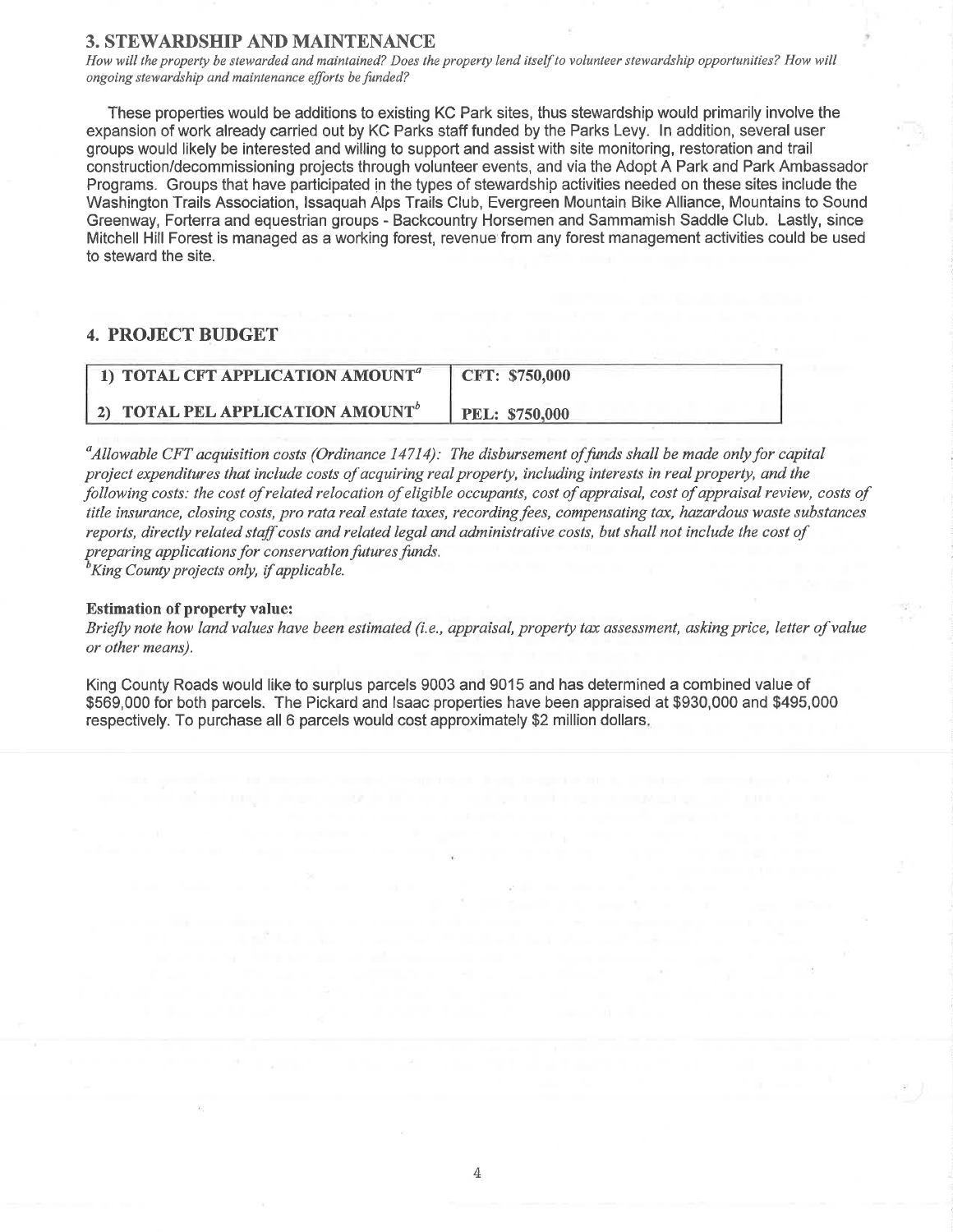## 3. STEWARDSHIP AND MAINTENANCE

*How will the property be stewarded and maintained? Does the property lend itself to volunteer stewardship opportunities? How will ongoing stewardship and maintenance efforts be funded?*

These properties would be additions to existing KC Park sites, thus stewardship would primarily involve the expansion of work already carried out by KC Parks staff funded by the Parks Levy. In addition, several user groups would likely be interested and willing to support and assist with site monitoring, restoration and trail construction/decommissioning projects through volunteer events, and via the Adopt A Park and Park Ambassador Programs. Groups that have participated in the types of stewardship activities needed on these sites include the Washington Trails Association, Issaquah Alps Trails Club, Evergreen Mountain Bike Alliance, Mountains to Sound Greenway, Forterra and equestrian groups - Backcountry Horsemen and Sammamish Saddle Club. Lastly, since Mitchell Hill Forest is managed as a working forest, revenue from any forest management activities could be used to steward the site.

## 4. PROJECT BUDGET

| | |
|---|---|
| **1) TOTAL CFT APPLICATION AMOUNT[a]** | **CFT: $750,000** |
| **2) TOTAL PEL APPLICATION AMOUNT[b]** | **PEL: $750,000** |

[a]*Allowable CFT acquisition costs (Ordinance 14714): The disbursement of funds shall be made only for capital project expenditures that include costs of acquiring real property, including interests in real property, and the following costs: the cost of related relocation of eligible occupants, cost of appraisal, cost of appraisal review, costs of title insurance, closing costs, pro rata real estate taxes, recording fees, compensating tax, hazardous waste substances reports, directly related staff costs and related legal and administrative costs, but shall not include the cost of preparing applications for conservation futures funds.*
[b]*King County projects only, if applicable.*

**Estimation of property value:**
*Briefly note how land values have been estimated (i.e., appraisal, property tax assessment, asking price, letter of value or other means).*

King County Roads would like to surplus parcels 9003 and 9015 and has determined a combined value of $569,000 for both parcels. The Pickard and Isaac properties have been appraised at $930,000 and $495,000 respectively. To purchase all 6 parcels would cost approximately $2 million dollars.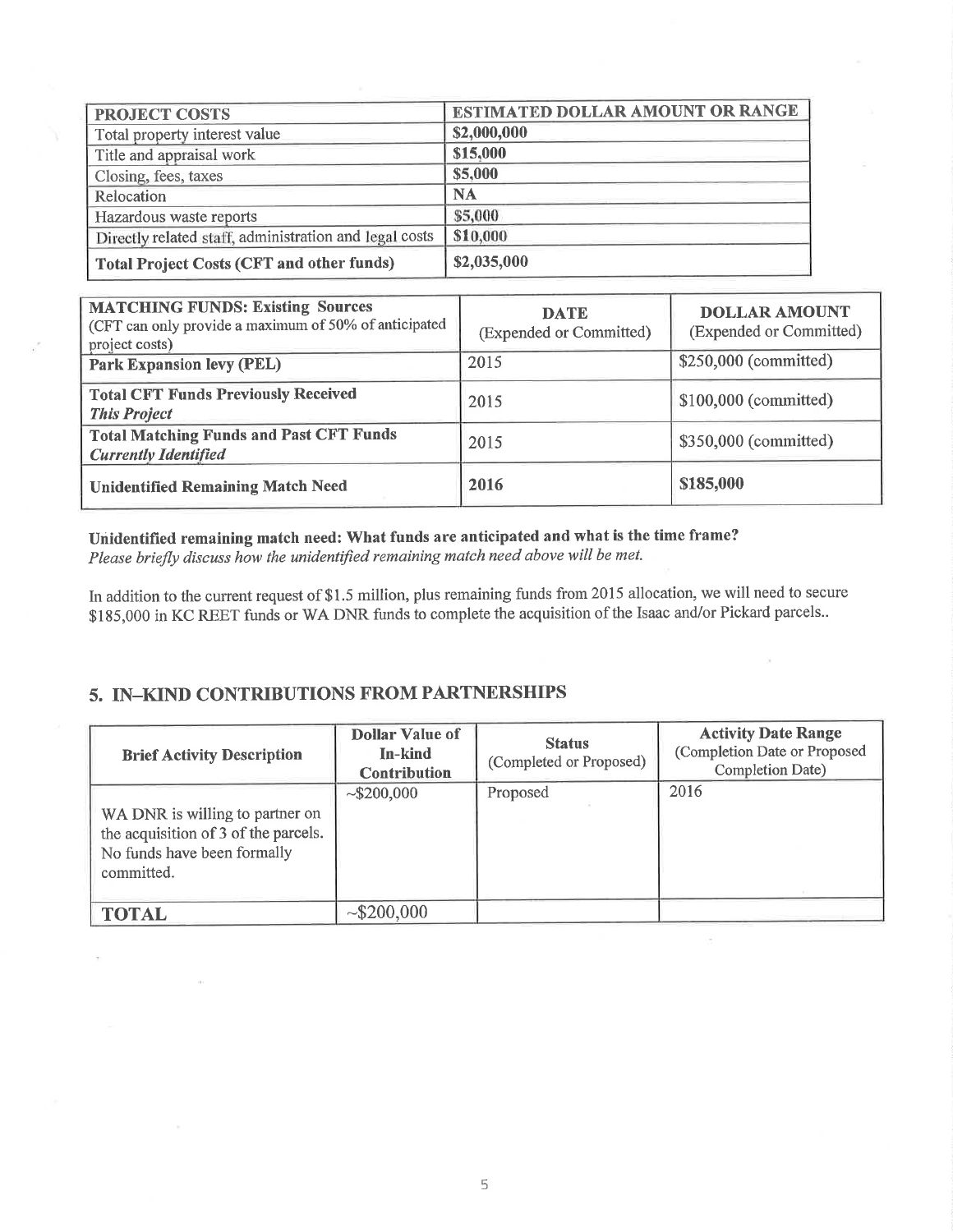| PROJECT COSTS | ESTIMATED DOLLAR AMOUNT OR RANGE |
|---|---|
| Total property interest value | **$2,000,000** |
| Title and appraisal work | **$15,000** |
| Closing, fees, taxes | **$5,000** |
| Relocation | **NA** |
| Hazardous waste reports | **$5,000** |
| Directly related staff, administration and legal costs | **$10,000** |
| **Total Project Costs (CFT and other funds)** | **$2,035,000** |

| **MATCHING FUNDS: Existing Sources** (CFT can only provide a maximum of 50% of anticipated project costs) | **DATE** (Expended or Committed) | **DOLLAR AMOUNT** (Expended or Committed) |
|---|---|---|
| **Park Expansion levy (PEL)** | 2015 | $250,000 (committed) |
| **Total CFT Funds Previously Received** ***This Project*** | 2015 | $100,000 (committed) |
| **Total Matching Funds and Past CFT Funds** ***Currently Identified*** | 2015 | $350,000 (committed) |
| **Unidentified Remaining Match Need** | **2016** | **$185,000** |

**Unidentified remaining match need: What funds are anticipated and what is the time frame?**
*Please briefly discuss how the unidentified remaining match need above will be met.*

In addition to the current request of $1.5 million, plus remaining funds from 2015 allocation, we will need to secure $185,000 in KC REET funds or WA DNR funds to complete the acquisition of the Isaac and/or Pickard parcels..

## 5. IN–KIND CONTRIBUTIONS FROM PARTNERSHIPS

| Brief Activity Description | Dollar Value of In-kind Contribution | Status (Completed or Proposed) | Activity Date Range (Completion Date or Proposed Completion Date) |
|---|---|---|---|
| WA DNR is willing to partner on the acquisition of 3 of the parcels. No funds have been formally committed. | ~$200,000 | Proposed | 2016 |
| **TOTAL** | ~$200,000 | | |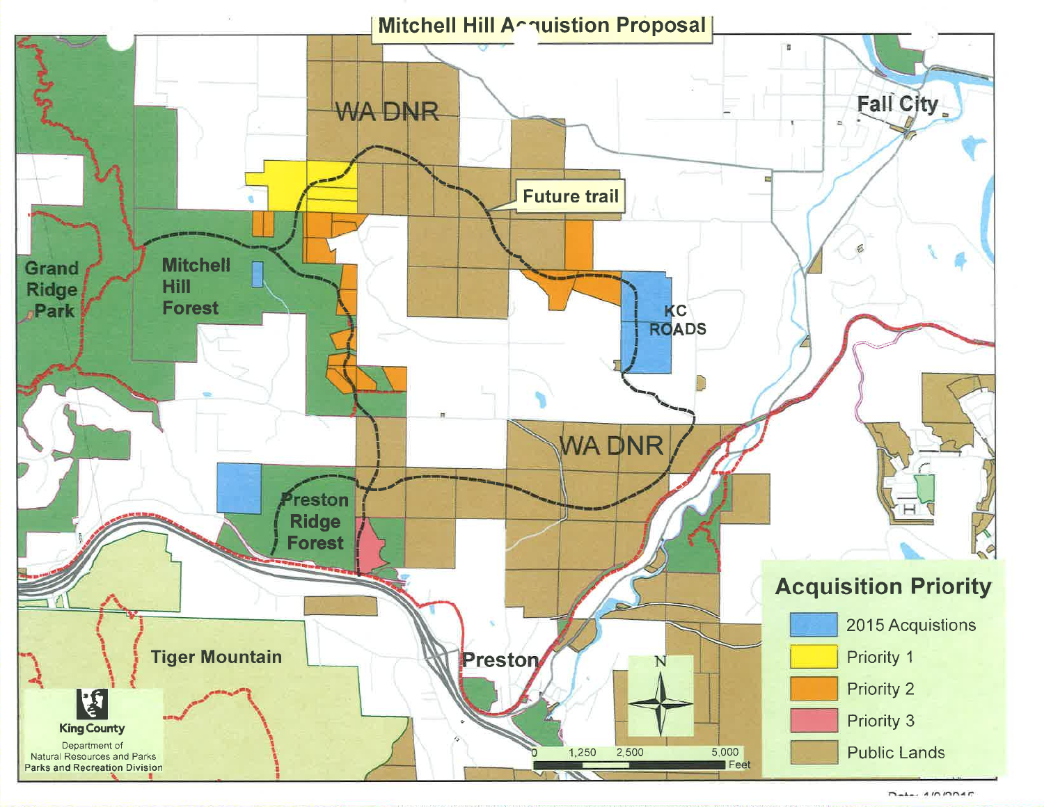# Mitchell Hill Acquistion Proposal

WA DNR

Future trail

Fall City

Grand Ridge Park

Mitchell Hill Forest

KC ROADS

WA DNR

Preston Ridge Forest

Tiger Mountain

Preston

King County

Department of Natural Resources and Parks

Parks and Recreation Division

0 1,250 2,500 5,000 Feet

## Acquisition Priority

- 2015 Acquistions
- Priority 1
- Priority 2
- Priority 3
- Public Lands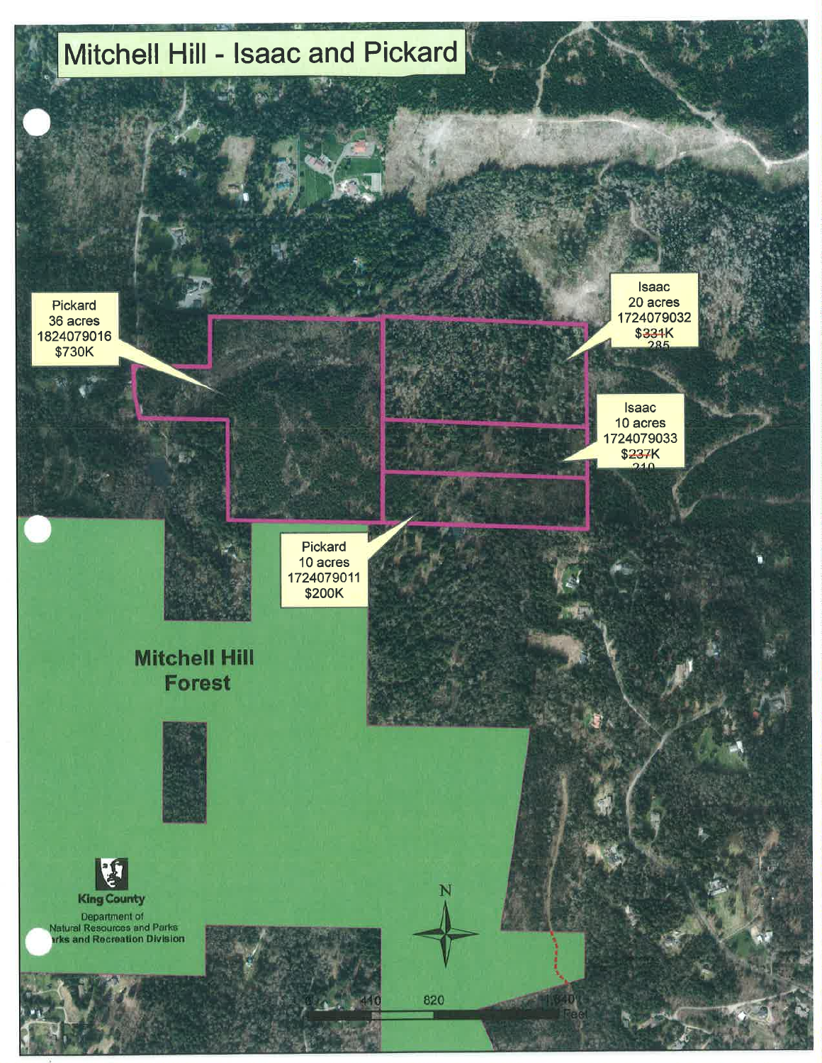# Mitchell Hill - Isaac and Pickard

Pickard
36 acres
1824079016
$730K

Isaac
20 acres
1724079032
~~$331K~~
285

Isaac
10 acres
1724079033
~~$237K~~
210

Pickard
10 acres
1724079011
$200K

Mitchell Hill Forest

King County
Department of Natural Resources and Parks
Parks and Recreation Division

N

0 440 820 1,640 Feet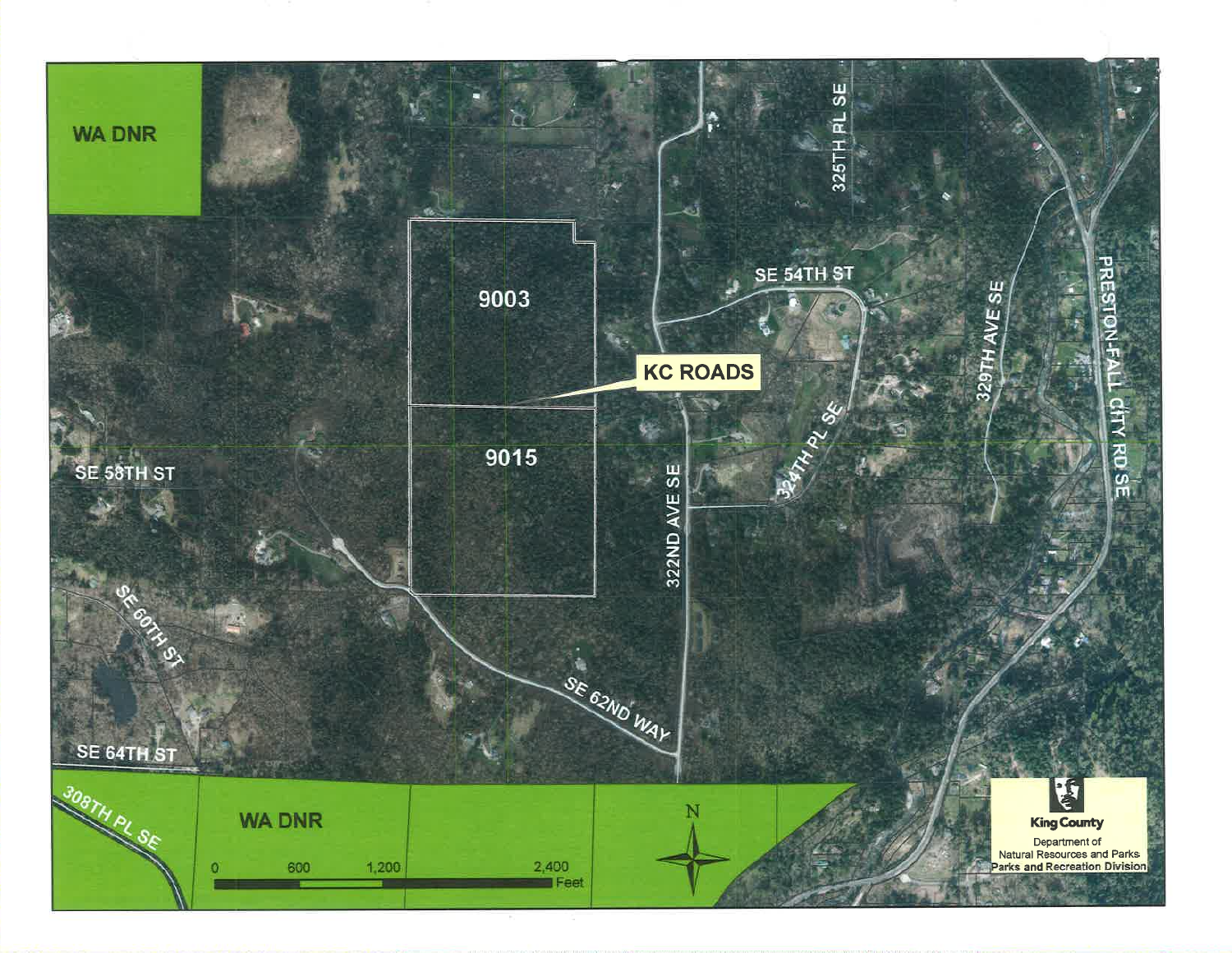WA DNR

9003

9015

KC ROADS

SE 54TH ST

325TH PL SE

324TH PL SE

329TH AVE SE

PRESTON-FALL CITY RD SE

322ND AVE SE

SE 58TH ST

SE 60TH ST

SE 62ND WAY

SE 64TH ST

308TH PL SE

WA DNR

0 600 1,200 2,400 Feet

N

King County

Department of Natural Resources and Parks

Parks and Recreation Division